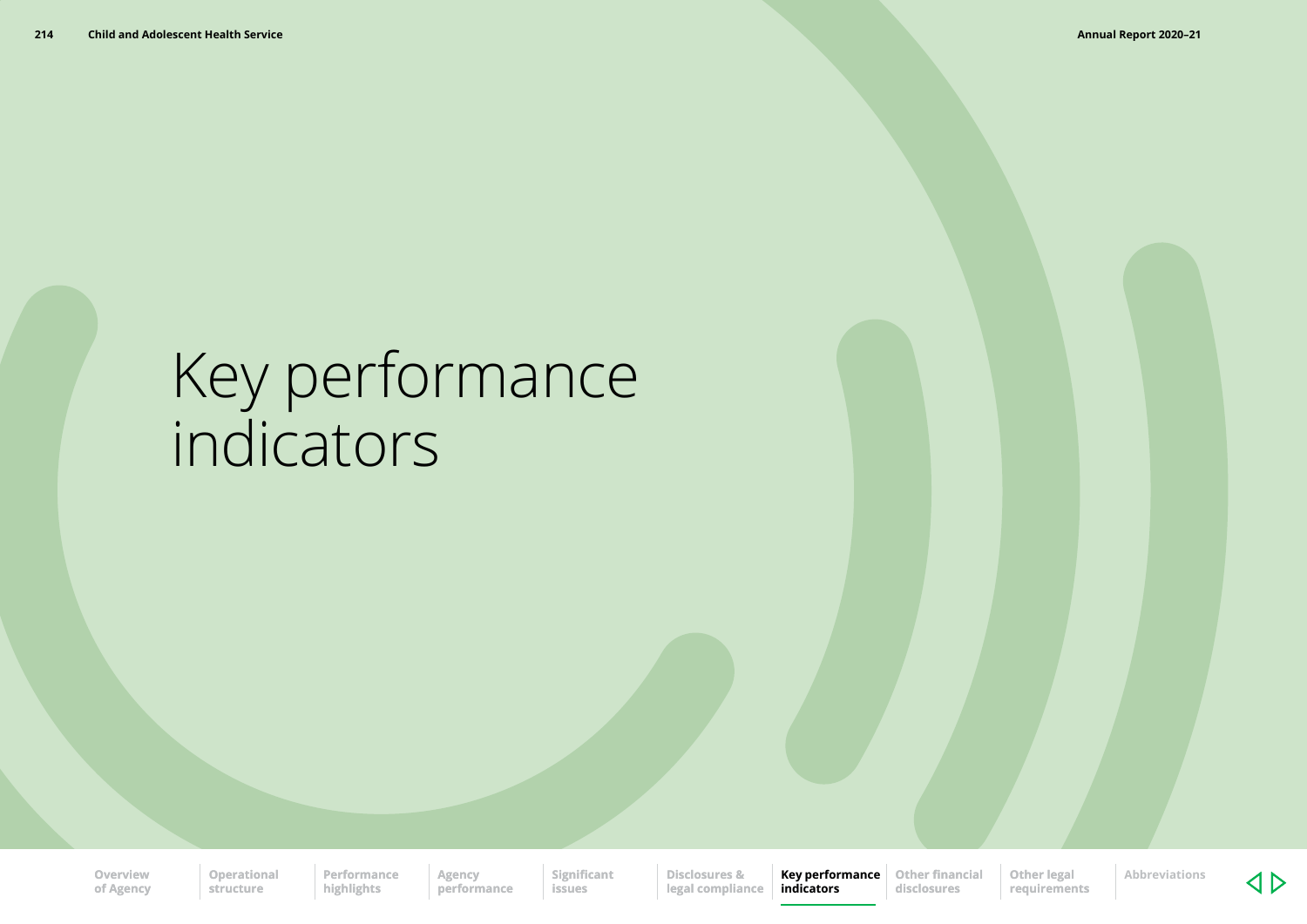# Key performance indicators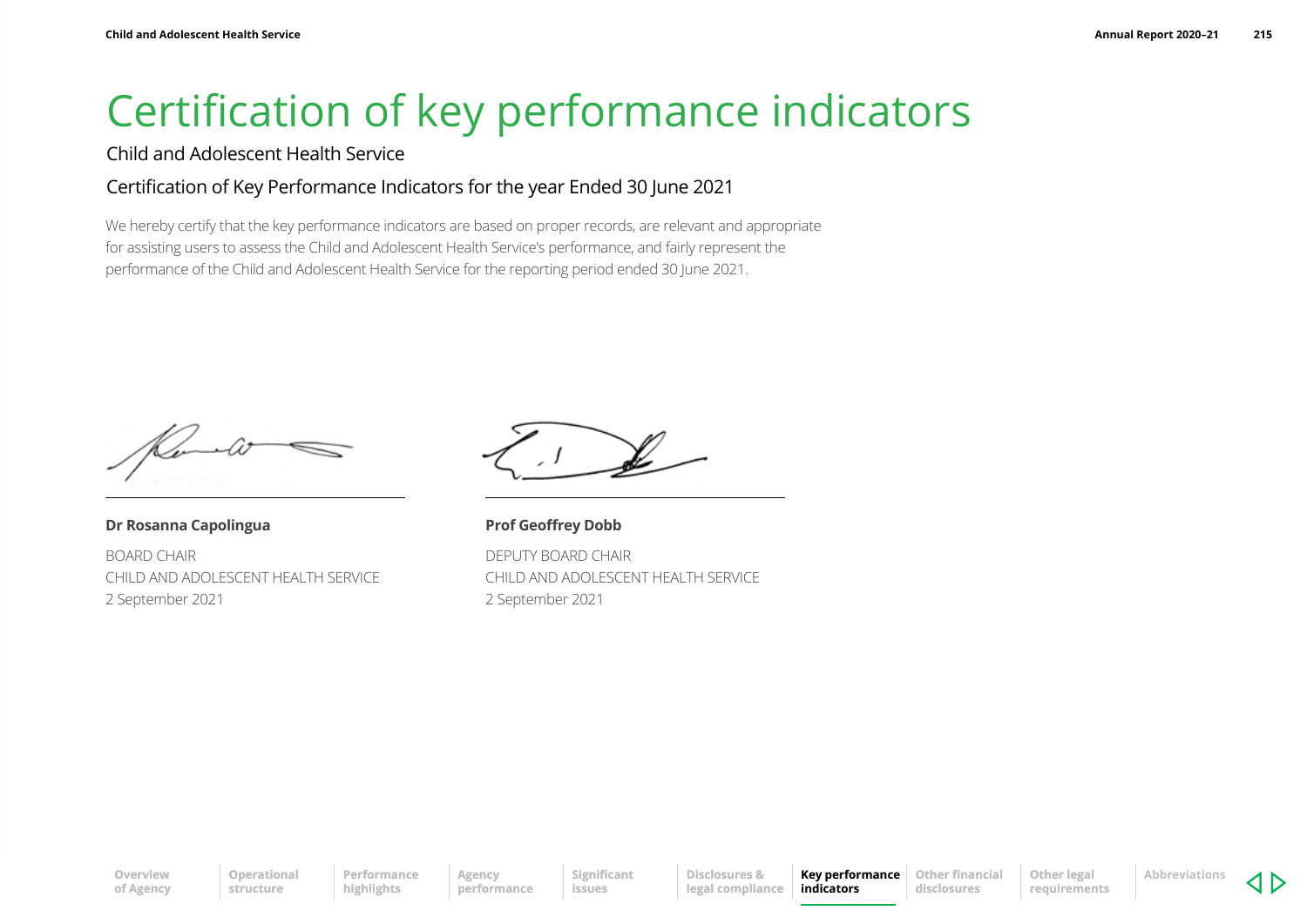# Certification of key performance indicators

Child and Adolescent Health Service

Certification of Key Performance Indicators for the year Ended 30 June 2021

We hereby certify that the key performance indicators are based on proper records, are relevant and appropriate for assisting users to assess the Child and Adolescent Health Service's performance, and fairly represent the performance of the Child and Adolescent Health Service for the reporting period ended 30 June 2021.

**Dr Rosanna Capolingua**

BOARD CHAIR
CHILD AND ADOLESCENT HEALTH SERVICE
2 September 2021

**Prof Geoffrey Dobb**

DEPUTY BOARD CHAIR
CHILD AND ADOLESCENT HEALTH SERVICE
2 September 2021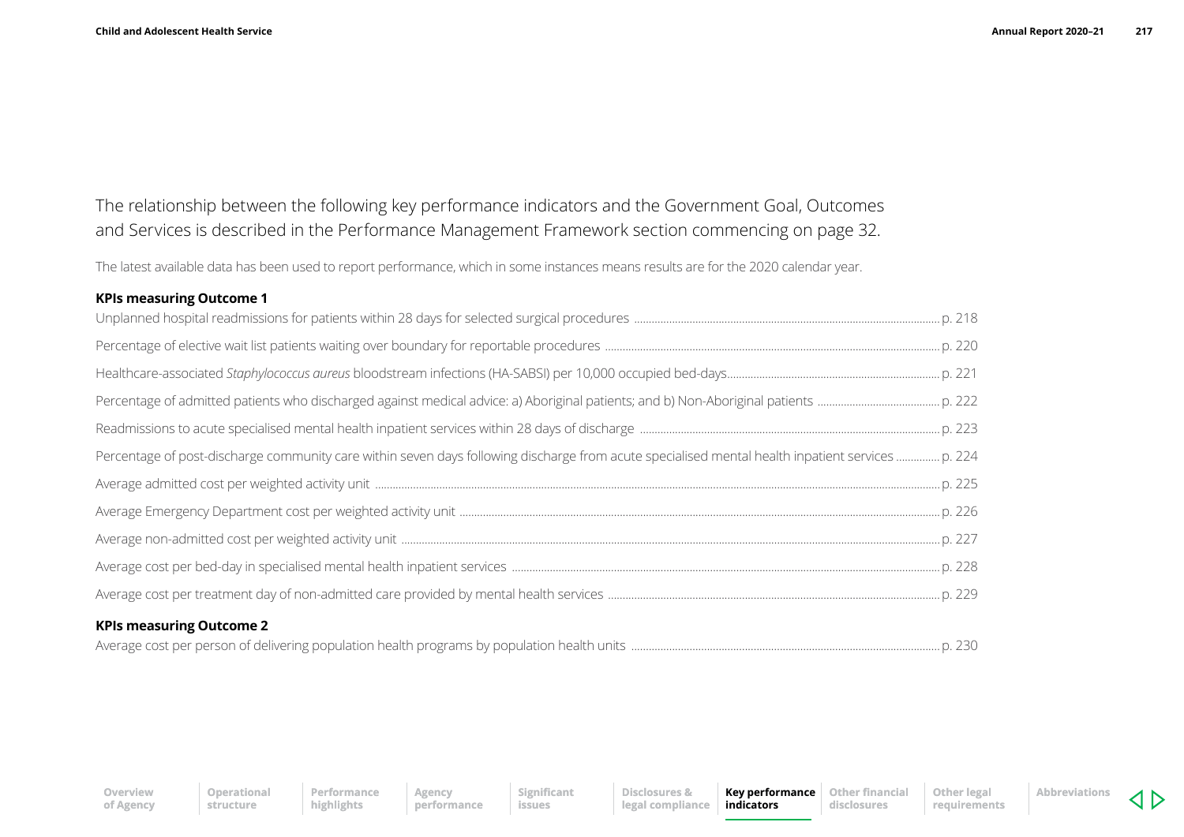The relationship between the following key performance indicators and the Government Goal, Outcomes and Services is described in the Performance Management Framework section commencing on page 32.

The latest available data has been used to report performance, which in some instances means results are for the 2020 calendar year.

**KPIs measuring Outcome 1**

Unplanned hospital readmissions for patients within 28 days for selected surgical procedures ........ p. 218

Percentage of elective wait list patients waiting over boundary for reportable procedures ........ p. 220

Healthcare-associated *Staphylococcus aureus* bloodstream infections (HA-SABSI) per 10,000 occupied bed-days ........ p. 221

Percentage of admitted patients who discharged against medical advice: a) Aboriginal patients; and b) Non-Aboriginal patients ........ p. 222

Readmissions to acute specialised mental health inpatient services within 28 days of discharge ........ p. 223

Percentage of post-discharge community care within seven days following discharge from acute specialised mental health inpatient services ........ p. 224

Average admitted cost per weighted activity unit ........ p. 225

Average Emergency Department cost per weighted activity unit ........ p. 226

Average non-admitted cost per weighted activity unit ........ p. 227

Average cost per bed-day in specialised mental health inpatient services ........ p. 228

Average cost per treatment day of non-admitted care provided by mental health services ........ p. 229

**KPIs measuring Outcome 2**

Average cost per person of delivering population health programs by population health units ........ p. 230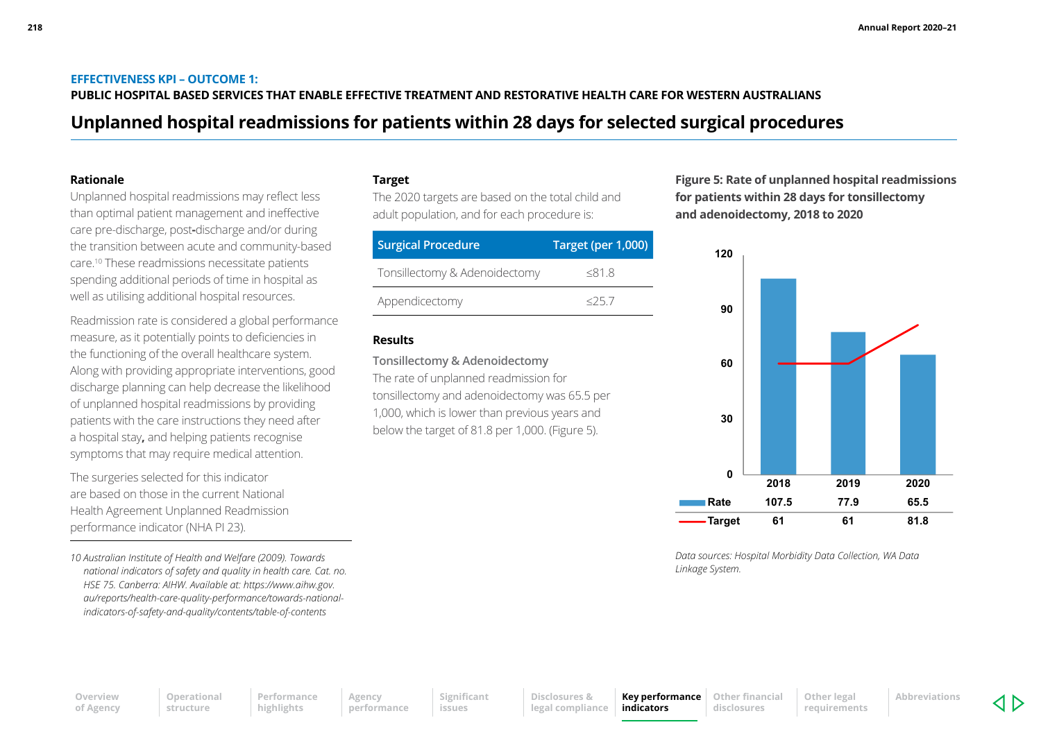**EFFECTIVENESS KPI – OUTCOME 1:**

**PUBLIC HOSPITAL BASED SERVICES THAT ENABLE EFFECTIVE TREATMENT AND RESTORATIVE HEALTH CARE FOR WESTERN AUSTRALIANS**

# Unplanned hospital readmissions for patients within 28 days for selected surgical procedures

### Rationale

Unplanned hospital readmissions may reflect less than optimal patient management and ineffective care pre-discharge, post-discharge and/or during the transition between acute and community-based care.[10] These readmissions necessitate patients spending additional periods of time in hospital as well as utilising additional hospital resources.

Readmission rate is considered a global performance measure, as it potentially points to deficiencies in the functioning of the overall healthcare system. Along with providing appropriate interventions, good discharge planning can help decrease the likelihood of unplanned hospital readmissions by providing patients with the care instructions they need after a hospital stay, and helping patients recognise symptoms that may require medical attention.

The surgeries selected for this indicator are based on those in the current National Health Agreement Unplanned Readmission performance indicator (NHA PI 23).

*10 Australian Institute of Health and Welfare (2009). Towards national indicators of safety and quality in health care. Cat. no. HSE 75. Canberra: AIHW. Available at: https://www.aihw.gov.au/reports/health-care-quality-performance/towards-national-indicators-of-safety-and-quality/contents/table-of-contents*

### Target

The 2020 targets are based on the total child and adult population, and for each procedure is:

| Surgical Procedure | Target (per 1,000) |
|---|---|
| Tonsillectomy & Adenoidectomy | ≤81.8 |
| Appendicectomy | ≤25.7 |

### Results

**Tonsillectomy & Adenoidectomy**

The rate of unplanned readmission for tonsillectomy and adenoidectomy was 65.5 per 1,000, which is lower than previous years and below the target of 81.8 per 1,000. (Figure 5).

**Figure 5: Rate of unplanned hospital readmissions for patients within 28 days for tonsillectomy and adenoidectomy, 2018 to 2020**

| | 2018 | 2019 | 2020 |
|---|---|---|---|
| Rate | 107.5 | 77.9 | 65.5 |
| Target | 61 | 61 | 81.8 |

*Data sources: Hospital Morbidity Data Collection, WA Data Linkage System.*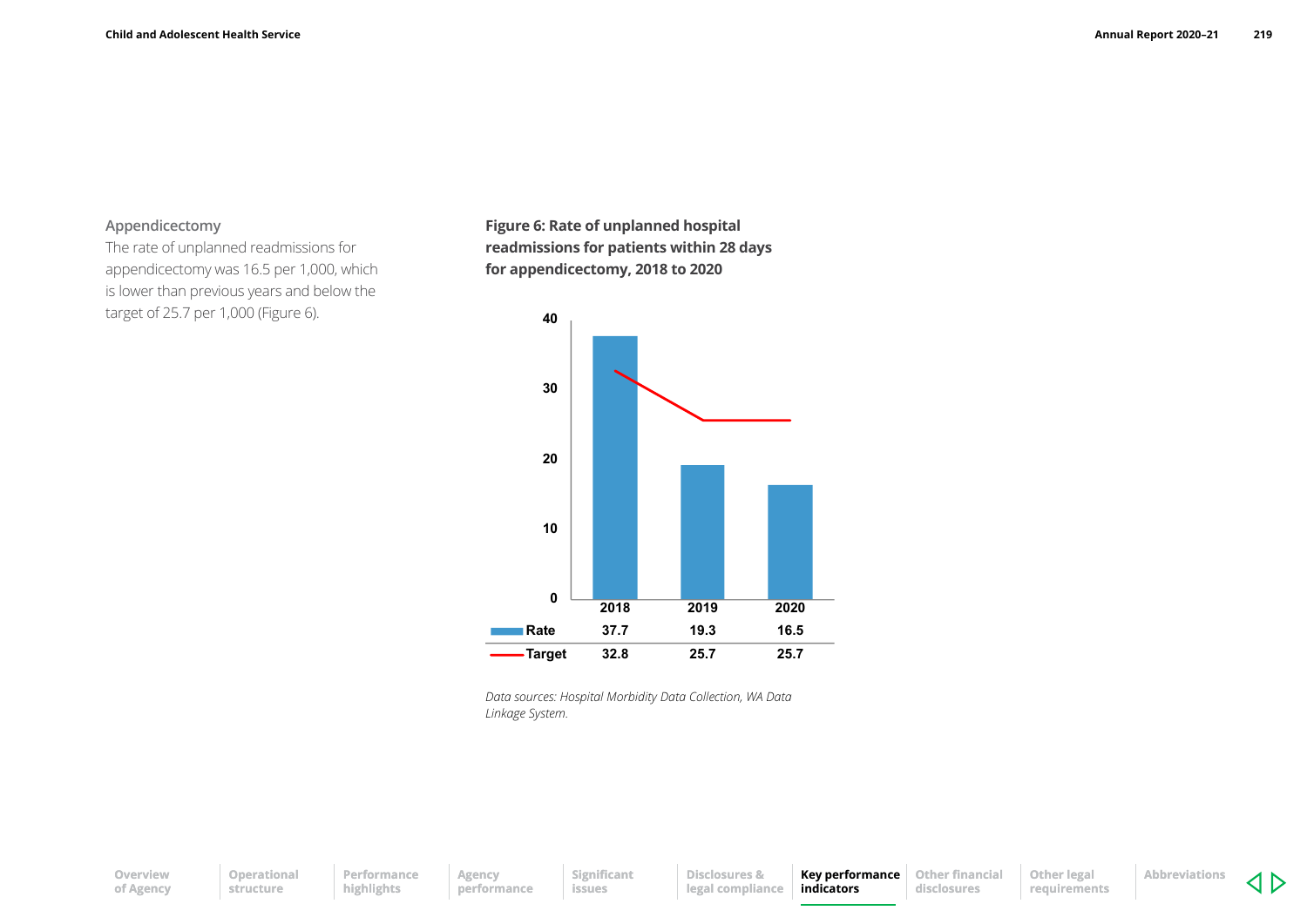### Appendicectomy

The rate of unplanned readmissions for appendicectomy was 16.5 per 1,000, which is lower than previous years and below the target of 25.7 per 1,000 (Figure 6).

**Figure 6: Rate of unplanned hospital readmissions for patients within 28 days for appendicectomy, 2018 to 2020**

| | 2018 | 2019 | 2020 |
|---|---|---|---|
| Rate | 37.7 | 19.3 | 16.5 |
| Target | 32.8 | 25.7 | 25.7 |

*Data sources: Hospital Morbidity Data Collection, WA Data Linkage System.*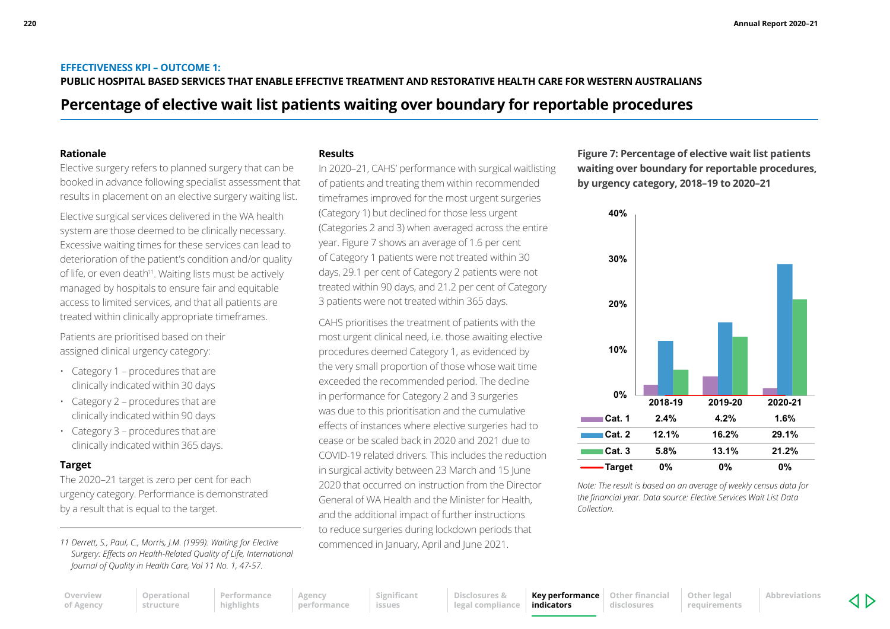**EFFECTIVENESS KPI – OUTCOME 1:**

**PUBLIC HOSPITAL BASED SERVICES THAT ENABLE EFFECTIVE TREATMENT AND RESTORATIVE HEALTH CARE FOR WESTERN AUSTRALIANS**

# Percentage of elective wait list patients waiting over boundary for reportable procedures

### Rationale

Elective surgery refers to planned surgery that can be booked in advance following specialist assessment that results in placement on an elective surgery waiting list.

Elective surgical services delivered in the WA health system are those deemed to be clinically necessary. Excessive waiting times for these services can lead to deterioration of the patient's condition and/or quality of life, or even death[11]. Waiting lists must be actively managed by hospitals to ensure fair and equitable access to limited services, and that all patients are treated within clinically appropriate timeframes.

Patients are prioritised based on their assigned clinical urgency category:

- Category 1 – procedures that are clinically indicated within 30 days
- Category 2 – procedures that are clinically indicated within 90 days
- Category 3 – procedures that are clinically indicated within 365 days.

### Target

The 2020–21 target is zero per cent for each urgency category. Performance is demonstrated by a result that is equal to the target.

*11 Derrett, S., Paul, C., Morris, J.M. (1999). Waiting for Elective Surgery: Effects on Health-Related Quality of Life, International Journal of Quality in Health Care, Vol 11 No. 1, 47-57.*

### Results

In 2020–21, CAHS' performance with surgical waitlisting of patients and treating them within recommended timeframes improved for the most urgent surgeries (Category 1) but declined for those less urgent (Categories 2 and 3) when averaged across the entire year. Figure 7 shows an average of 1.6 per cent of Category 1 patients were not treated within 30 days, 29.1 per cent of Category 2 patients were not treated within 90 days, and 21.2 per cent of Category 3 patients were not treated within 365 days.

CAHS prioritises the treatment of patients with the most urgent clinical need, i.e. those awaiting elective procedures deemed Category 1, as evidenced by the very small proportion of those whose wait time exceeded the recommended period. The decline in performance for Category 2 and 3 surgeries was due to this prioritisation and the cumulative effects of instances where elective surgeries had to cease or be scaled back in 2020 and 2021 due to COVID-19 related drivers. This includes the reduction in surgical activity between 23 March and 15 June 2020 that occurred on instruction from the Director General of WA Health and the Minister for Health, and the additional impact of further instructions to reduce surgeries during lockdown periods that commenced in January, April and June 2021.

**Figure 7: Percentage of elective wait list patients waiting over boundary for reportable procedures, by urgency category, 2018–19 to 2020–21**

| | 2018-19 | 2019-20 | 2020-21 |
|---|---|---|---|
| Cat. 1 | 2.4% | 4.2% | 1.6% |
| Cat. 2 | 12.1% | 16.2% | 29.1% |
| Cat. 3 | 5.8% | 13.1% | 21.2% |
| Target | 0% | 0% | 0% |

*Note: The result is based on an average of weekly census data for the financial year. Data source: Elective Services Wait List Data Collection.*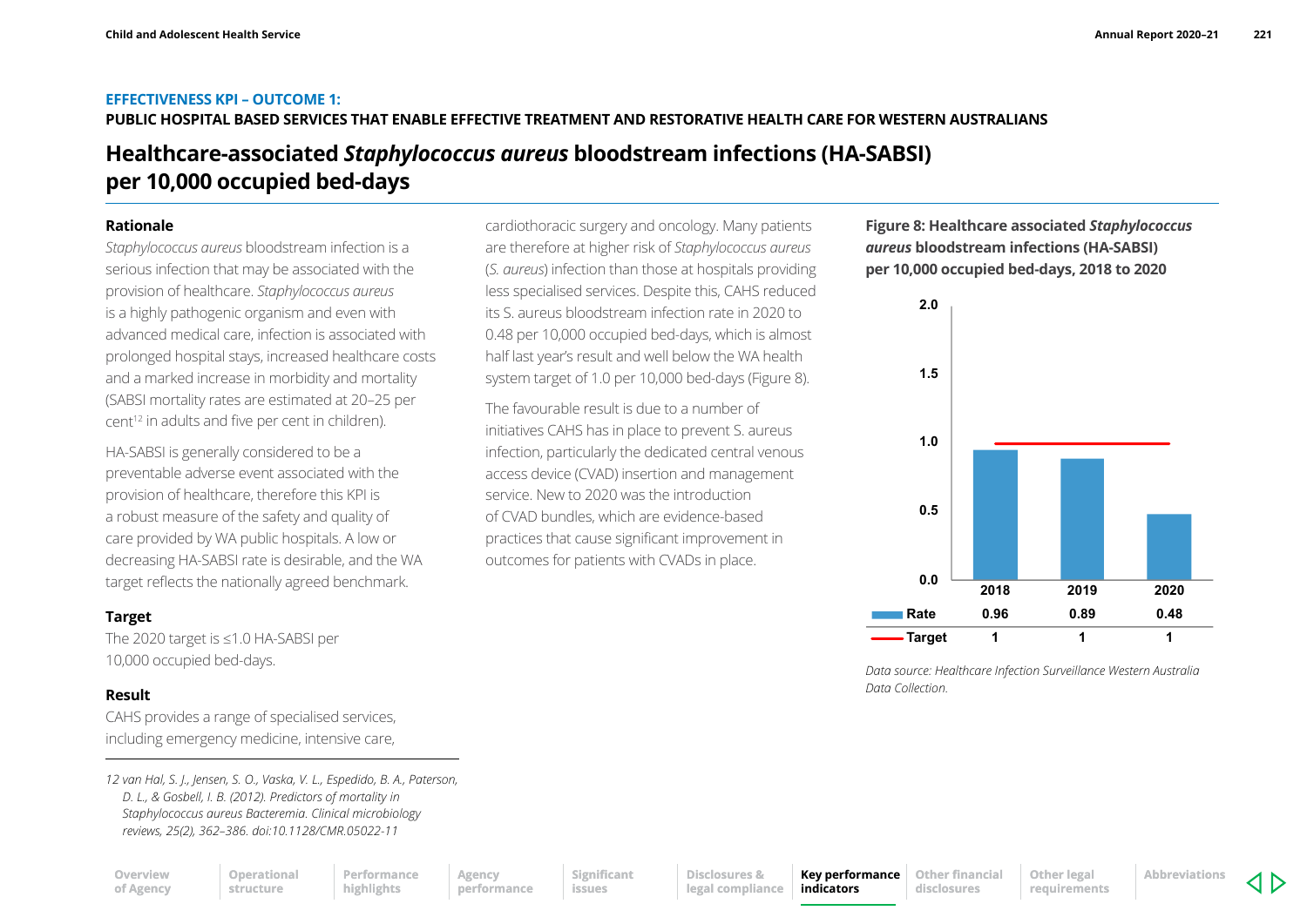**EFFECTIVENESS KPI – OUTCOME 1:**

**PUBLIC HOSPITAL BASED SERVICES THAT ENABLE EFFECTIVE TREATMENT AND RESTORATIVE HEALTH CARE FOR WESTERN AUSTRALIANS**

# Healthcare-associated *Staphylococcus aureus* bloodstream infections (HA-SABSI) per 10,000 occupied bed-days

## Rationale

*Staphylococcus aureus* bloodstream infection is a serious infection that may be associated with the provision of healthcare. *Staphylococcus aureus* is a highly pathogenic organism and even with advanced medical care, infection is associated with prolonged hospital stays, increased healthcare costs and a marked increase in morbidity and mortality (SABSI mortality rates are estimated at 20–25 per cent[12] in adults and five per cent in children).

HA-SABSI is generally considered to be a preventable adverse event associated with the provision of healthcare, therefore this KPI is a robust measure of the safety and quality of care provided by WA public hospitals. A low or decreasing HA-SABSI rate is desirable, and the WA target reflects the nationally agreed benchmark.

## Target

The 2020 target is ≤1.0 HA-SABSI per 10,000 occupied bed-days.

## Result

CAHS provides a range of specialised services, including emergency medicine, intensive care, cardiothoracic surgery and oncology. Many patients are therefore at higher risk of *Staphylococcus aureus* (*S. aureus*) infection than those at hospitals providing less specialised services. Despite this, CAHS reduced its S. aureus bloodstream infection rate in 2020 to 0.48 per 10,000 occupied bed-days, which is almost half last year's result and well below the WA health system target of 1.0 per 10,000 bed-days (Figure 8).

The favourable result is due to a number of initiatives CAHS has in place to prevent S. aureus infection, particularly the dedicated central venous access device (CVAD) insertion and management service. New to 2020 was the introduction of CVAD bundles, which are evidence-based practices that cause significant improvement in outcomes for patients with CVADs in place.

**Figure 8: Healthcare associated *Staphylococcus aureus* bloodstream infections (HA-SABSI) per 10,000 occupied bed-days, 2018 to 2020**

| | 2018 | 2019 | 2020 |
|---|---|---|---|
| Rate | 0.96 | 0.89 | 0.48 |
| Target | 1 | 1 | 1 |

*Data source: Healthcare Infection Surveillance Western Australia Data Collection.*

---

*12 van Hal, S. J., Jensen, S. O., Vaska, V. L., Espedido, B. A., Paterson, D. L., & Gosbell, I. B. (2012). Predictors of mortality in Staphylococcus aureus Bacteremia. Clinical microbiology reviews, 25(2), 362–386. doi:10.1128/CMR.05022-11*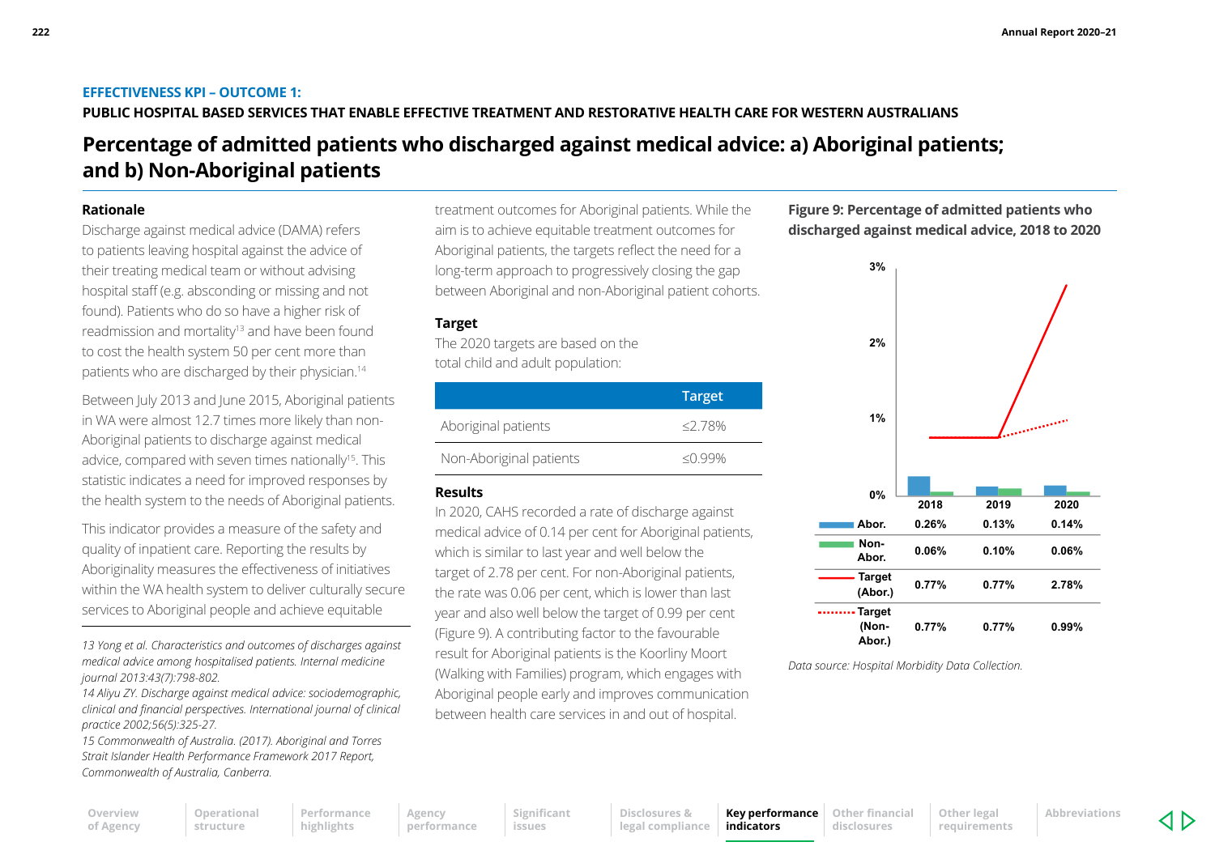**EFFECTIVENESS KPI – OUTCOME 1:**

**PUBLIC HOSPITAL BASED SERVICES THAT ENABLE EFFECTIVE TREATMENT AND RESTORATIVE HEALTH CARE FOR WESTERN AUSTRALIANS**

# Percentage of admitted patients who discharged against medical advice: a) Aboriginal patients; and b) Non-Aboriginal patients

## Rationale

Discharge against medical advice (DAMA) refers to patients leaving hospital against the advice of their treating medical team or without advising hospital staff (e.g. absconding or missing and not found). Patients who do so have a higher risk of readmission and mortality[13] and have been found to cost the health system 50 per cent more than patients who are discharged by their physician.[14]

Between July 2013 and June 2015, Aboriginal patients in WA were almost 12.7 times more likely than non-Aboriginal patients to discharge against medical advice, compared with seven times nationally[15]. This statistic indicates a need for improved responses by the health system to the needs of Aboriginal patients.

This indicator provides a measure of the safety and quality of inpatient care. Reporting the results by Aboriginality measures the effectiveness of initiatives within the WA health system to deliver culturally secure services to Aboriginal people and achieve equitable treatment outcomes for Aboriginal patients. While the aim is to achieve equitable treatment outcomes for Aboriginal patients, the targets reflect the need for a long-term approach to progressively closing the gap between Aboriginal and non-Aboriginal patient cohorts.

*13 Yong et al. Characteristics and outcomes of discharges against medical advice among hospitalised patients. Internal medicine journal 2013:43(7):798-802.*

*14 Aliyu ZY. Discharge against medical advice: sociodemographic, clinical and financial perspectives. International journal of clinical practice 2002;56(5):325-27.*

*15 Commonwealth of Australia. (2017). Aboriginal and Torres Strait Islander Health Performance Framework 2017 Report, Commonwealth of Australia, Canberra.*

## Target

The 2020 targets are based on the total child and adult population:

| | Target |
|---|---|
| Aboriginal patients | ≤2.78% |
| Non-Aboriginal patients | ≤0.99% |

## Results

In 2020, CAHS recorded a rate of discharge against medical advice of 0.14 per cent for Aboriginal patients, which is similar to last year and well below the target of 2.78 per cent. For non-Aboriginal patients, the rate was 0.06 per cent, which is lower than last year and also well below the target of 0.99 per cent (Figure 9). A contributing factor to the favourable result for Aboriginal patients is the Koorliny Moort (Walking with Families) program, which engages with Aboriginal people early and improves communication between health care services in and out of hospital.

**Figure 9: Percentage of admitted patients who discharged against medical advice, 2018 to 2020**

| | 2018 | 2019 | 2020 |
|---|---|---|---|
| Abor. | 0.26% | 0.13% | 0.14% |
| Non-Abor. | 0.06% | 0.10% | 0.06% |
| Target (Abor.) | 0.77% | 0.77% | 2.78% |
| Target (Non-Abor.) | 0.77% | 0.77% | 0.99% |

*Data source: Hospital Morbidity Data Collection.*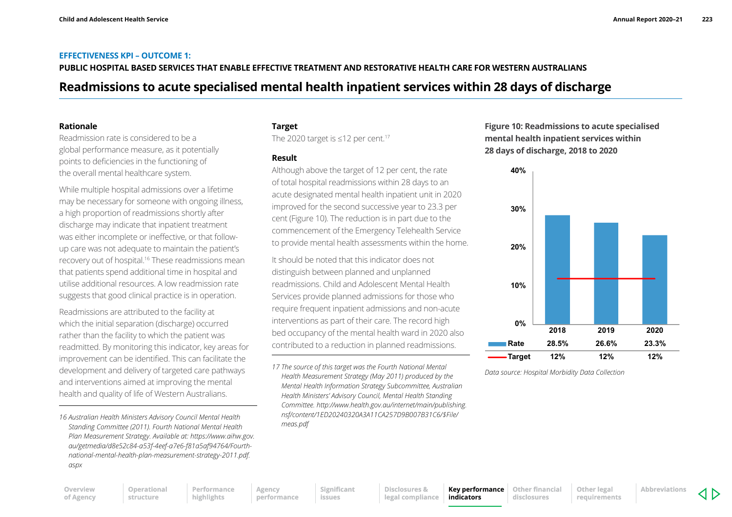**EFFECTIVENESS KPI – OUTCOME 1:**

**PUBLIC HOSPITAL BASED SERVICES THAT ENABLE EFFECTIVE TREATMENT AND RESTORATIVE HEALTH CARE FOR WESTERN AUSTRALIANS**

# Readmissions to acute specialised mental health inpatient services within 28 days of discharge

## Rationale

Readmission rate is considered to be a global performance measure, as it potentially points to deficiencies in the functioning of the overall mental healthcare system.

While multiple hospital admissions over a lifetime may be necessary for someone with ongoing illness, a high proportion of readmissions shortly after discharge may indicate that inpatient treatment was either incomplete or ineffective, or that follow-up care was not adequate to maintain the patient's recovery out of hospital.[16] These readmissions mean that patients spend additional time in hospital and utilise additional resources. A low readmission rate suggests that good clinical practice is in operation.

Readmissions are attributed to the facility at which the initial separation (discharge) occurred rather than the facility to which the patient was readmitted. By monitoring this indicator, key areas for improvement can be identified. This can facilitate the development and delivery of targeted care pathways and interventions aimed at improving the mental health and quality of life of Western Australians.

*16 Australian Health Ministers Advisory Council Mental Health Standing Committee (2011). Fourth National Mental Health Plan Measurement Strategy. Available at: https://www.aihw.gov.au/getmedia/d8e52c84-a53f-4eef-a7e6-f81a5af94764/Fourth-national-mental-health-plan-measurement-strategy-2011.pdf.aspx*

## Target

The 2020 target is ≤12 per cent.[17]

## Result

Although above the target of 12 per cent, the rate of total hospital readmissions within 28 days to an acute designated mental health inpatient unit in 2020 improved for the second successive year to 23.3 per cent (Figure 10). The reduction is in part due to the commencement of the Emergency Telehealth Service to provide mental health assessments within the home.

It should be noted that this indicator does not distinguish between planned and unplanned readmissions. Child and Adolescent Mental Health Services provide planned admissions for those who require frequent inpatient admissions and non-acute interventions as part of their care. The record high bed occupancy of the mental health ward in 2020 also contributed to a reduction in planned readmissions.

*17 The source of this target was the Fourth National Mental Health Measurement Strategy (May 2011) produced by the Mental Health Information Strategy Subcommittee, Australian Health Ministers' Advisory Council, Mental Health Standing Committee. http://www.health.gov.au/internet/main/publishing.nsf/content/1ED20240320A3A11CA257D9B007B31C6/$File/meas.pdf*

**Figure 10: Readmissions to acute specialised mental health inpatient services within 28 days of discharge, 2018 to 2020**

| | 2018 | 2019 | 2020 |
|---|---|---|---|
| Rate | 28.5% | 26.6% | 23.3% |
| Target | 12% | 12% | 12% |

*Data source: Hospital Morbidity Data Collection*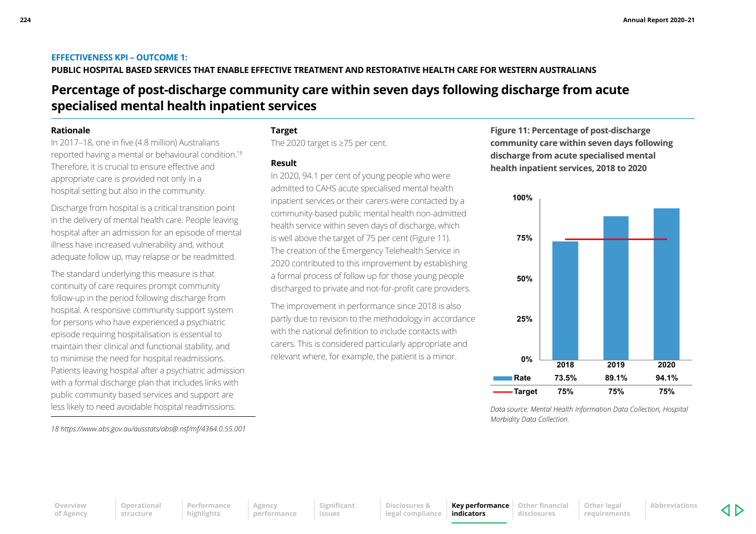**EFFECTIVENESS KPI – OUTCOME 1:**

**PUBLIC HOSPITAL BASED SERVICES THAT ENABLE EFFECTIVE TREATMENT AND RESTORATIVE HEALTH CARE FOR WESTERN AUSTRALIANS**

# Percentage of post-discharge community care within seven days following discharge from acute specialised mental health inpatient services

### Rationale

In 2017–18, one in five (4.8 million) Australians reported having a mental or behavioural condition.[18] Therefore, it is crucial to ensure effective and appropriate care is provided not only in a hospital setting but also in the community.

Discharge from hospital is a critical transition point in the delivery of mental health care. People leaving hospital after an admission for an episode of mental illness have increased vulnerability and, without adequate follow up, may relapse or be readmitted.

The standard underlying this measure is that continuity of care requires prompt community follow-up in the period following discharge from hospital. A responsive community support system for persons who have experienced a psychiatric episode requiring hospitalisation is essential to maintain their clinical and functional stability, and to minimise the need for hospital readmissions. Patients leaving hospital after a psychiatric admission with a formal discharge plan that includes links with public community based services and support are less likely to need avoidable hospital readmissions.

*18 https://www.abs.gov.au/ausstats/abs@.nsf/mf/4364.0.55.001*

### Target

The 2020 target is ≥75 per cent.

### Result

In 2020, 94.1 per cent of young people who were admitted to CAHS acute specialised mental health inpatient services or their carers were contacted by a community-based public mental health non-admitted health service within seven days of discharge, which is well above the target of 75 per cent (Figure 11). The creation of the Emergency Telehealth Service in 2020 contributed to this improvement by establishing a formal process of follow up for those young people discharged to private and not-for-profit care providers.

The improvement in performance since 2018 is also partly due to revision to the methodology in accordance with the national definition to include contacts with carers. This is considered particularly appropriate and relevant where, for example, the patient is a minor.

**Figure 11: Percentage of post-discharge community care within seven days following discharge from acute specialised mental health inpatient services, 2018 to 2020**

| | 2018 | 2019 | 2020 |
|---|---|---|---|
| Rate | 73.5% | 89.1% | 94.1% |
| Target | 75% | 75% | 75% |

*Data source: Mental Health Information Data Collection, Hospital Morbidity Data Collection.*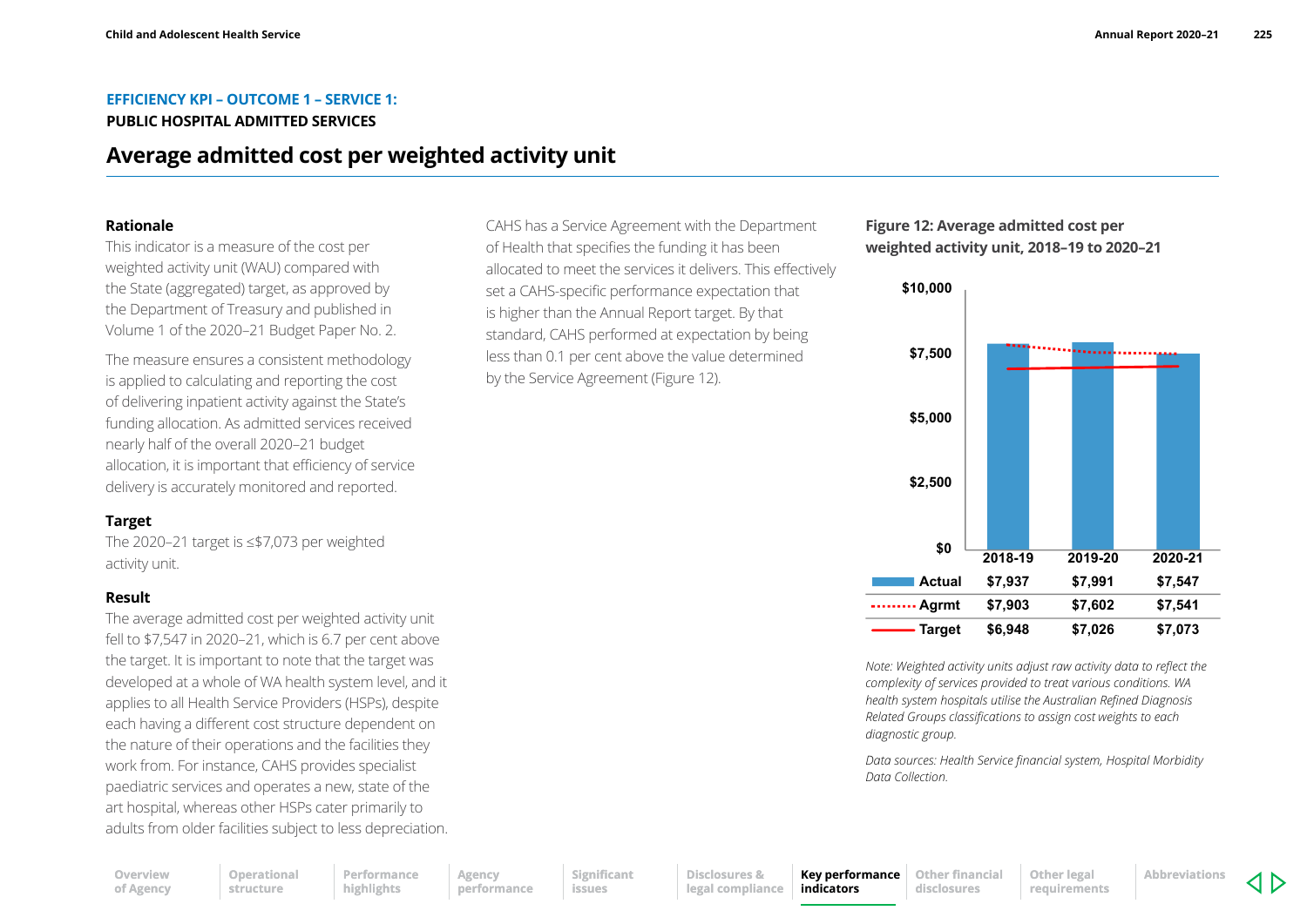**EFFICIENCY KPI – OUTCOME 1 – SERVICE 1:**
**PUBLIC HOSPITAL ADMITTED SERVICES**

# Average admitted cost per weighted activity unit

### Rationale

This indicator is a measure of the cost per weighted activity unit (WAU) compared with the State (aggregated) target, as approved by the Department of Treasury and published in Volume 1 of the 2020–21 Budget Paper No. 2.

The measure ensures a consistent methodology is applied to calculating and reporting the cost of delivering inpatient activity against the State's funding allocation. As admitted services received nearly half of the overall 2020–21 budget allocation, it is important that efficiency of service delivery is accurately monitored and reported.

### Target

The 2020–21 target is ≤$7,073 per weighted activity unit.

### Result

The average admitted cost per weighted activity unit fell to $7,547 in 2020–21, which is 6.7 per cent above the target. It is important to note that the target was developed at a whole of WA health system level, and it applies to all Health Service Providers (HSPs), despite each having a different cost structure dependent on the nature of their operations and the facilities they work from. For instance, CAHS provides specialist paediatric services and operates a new, state of the art hospital, whereas other HSPs cater primarily to adults from older facilities subject to less depreciation.

CAHS has a Service Agreement with the Department of Health that specifies the funding it has been allocated to meet the services it delivers. This effectively set a CAHS-specific performance expectation that is higher than the Annual Report target. By that standard, CAHS performed at expectation by being less than 0.1 per cent above the value determined by the Service Agreement (Figure 12).

**Figure 12: Average admitted cost per weighted activity unit, 2018–19 to 2020–21**

| | 2018-19 | 2019-20 | 2020-21 |
|---|---|---|---|
| Actual | $7,937 | $7,991 | $7,547 |
| Agrmt | $7,903 | $7,602 | $7,541 |
| Target | $6,948 | $7,026 | $7,073 |

*Note: Weighted activity units adjust raw activity data to reflect the complexity of services provided to treat various conditions. WA health system hospitals utilise the Australian Refined Diagnosis Related Groups classifications to assign cost weights to each diagnostic group.*

*Data sources: Health Service financial system, Hospital Morbidity Data Collection.*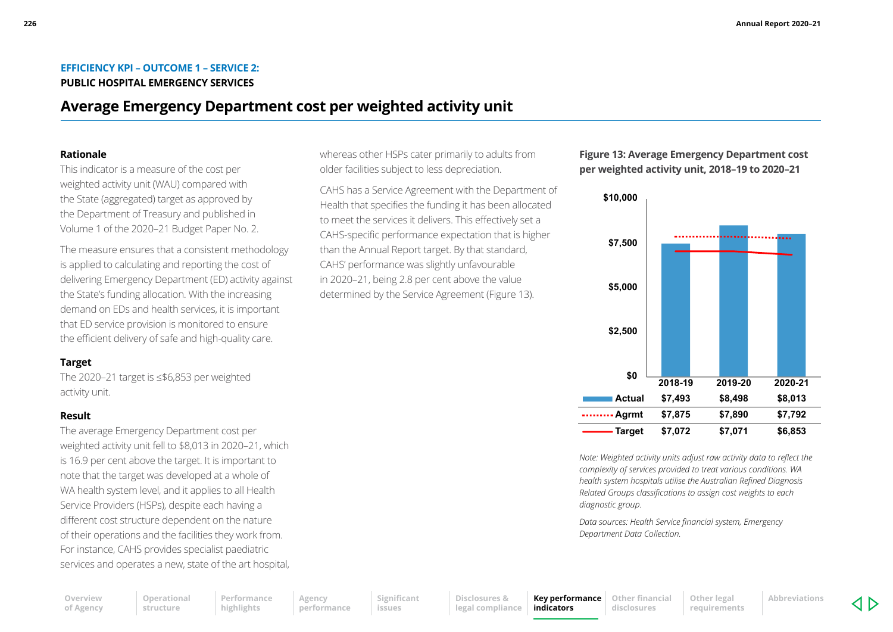### EFFICIENCY KPI – OUTCOME 1 – SERVICE 2:
**PUBLIC HOSPITAL EMERGENCY SERVICES**

## Average Emergency Department cost per weighted activity unit

### Rationale

This indicator is a measure of the cost per weighted activity unit (WAU) compared with the State (aggregated) target as approved by the Department of Treasury and published in Volume 1 of the 2020–21 Budget Paper No. 2.

The measure ensures that a consistent methodology is applied to calculating and reporting the cost of delivering Emergency Department (ED) activity against the State's funding allocation. With the increasing demand on EDs and health services, it is important that ED service provision is monitored to ensure the efficient delivery of safe and high-quality care.

### Target

The 2020–21 target is ≤$6,853 per weighted activity unit.

### Result

The average Emergency Department cost per weighted activity unit fell to $8,013 in 2020–21, which is 16.9 per cent above the target. It is important to note that the target was developed at a whole of WA health system level, and it applies to all Health Service Providers (HSPs), despite each having a different cost structure dependent on the nature of their operations and the facilities they work from. For instance, CAHS provides specialist paediatric services and operates a new, state of the art hospital, whereas other HSPs cater primarily to adults from older facilities subject to less depreciation.

CAHS has a Service Agreement with the Department of Health that specifies the funding it has been allocated to meet the services it delivers. This effectively set a CAHS-specific performance expectation that is higher than the Annual Report target. By that standard, CAHS' performance was slightly unfavourable in 2020–21, being 2.8 per cent above the value determined by the Service Agreement (Figure 13).

**Figure 13: Average Emergency Department cost per weighted activity unit, 2018–19 to 2020–21**

| | 2018-19 | 2019-20 | 2020-21 |
|---|---|---|---|
| Actual | $7,493 | $8,498 | $8,013 |
| Agrmt | $7,875 | $7,890 | $7,792 |
| Target | $7,072 | $7,071 | $6,853 |

*Note: Weighted activity units adjust raw activity data to reflect the complexity of services provided to treat various conditions. WA health system hospitals utilise the Australian Refined Diagnosis Related Groups classifications to assign cost weights to each diagnostic group.*

*Data sources: Health Service financial system, Emergency Department Data Collection.*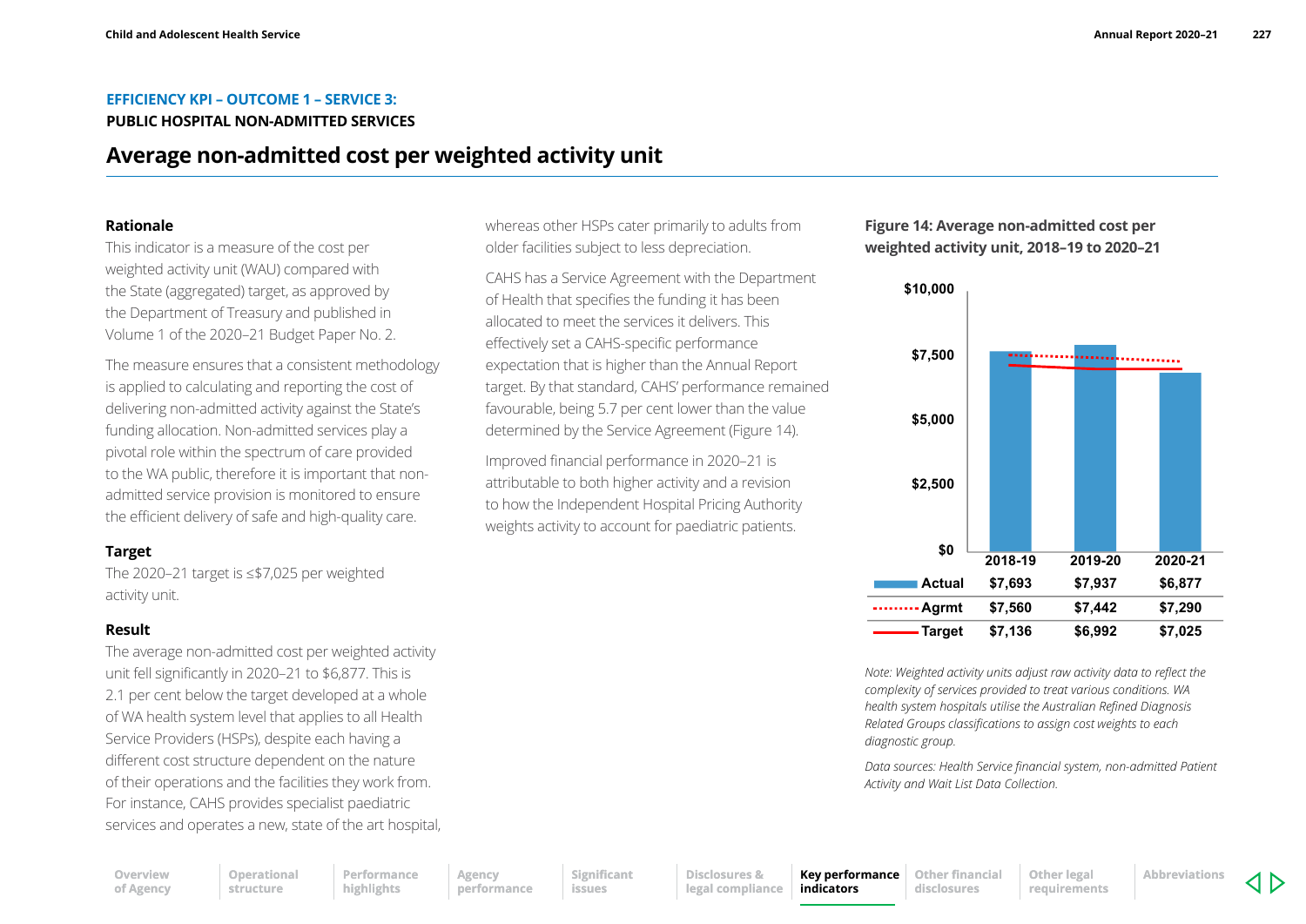**EFFICIENCY KPI – OUTCOME 1 – SERVICE 3:**
**PUBLIC HOSPITAL NON-ADMITTED SERVICES**

# Average non-admitted cost per weighted activity unit

### Rationale

This indicator is a measure of the cost per weighted activity unit (WAU) compared with the State (aggregated) target, as approved by the Department of Treasury and published in Volume 1 of the 2020–21 Budget Paper No. 2.

The measure ensures that a consistent methodology is applied to calculating and reporting the cost of delivering non-admitted activity against the State's funding allocation. Non-admitted services play a pivotal role within the spectrum of care provided to the WA public, therefore it is important that non-admitted service provision is monitored to ensure the efficient delivery of safe and high-quality care.

### Target

The 2020–21 target is ≤$7,025 per weighted activity unit.

### Result

The average non-admitted cost per weighted activity unit fell significantly in 2020–21 to $6,877. This is 2.1 per cent below the target developed at a whole of WA health system level that applies to all Health Service Providers (HSPs), despite each having a different cost structure dependent on the nature of their operations and the facilities they work from. For instance, CAHS provides specialist paediatric services and operates a new, state of the art hospital, whereas other HSPs cater primarily to adults from older facilities subject to less depreciation.

CAHS has a Service Agreement with the Department of Health that specifies the funding it has been allocated to meet the services it delivers. This effectively set a CAHS-specific performance expectation that is higher than the Annual Report target. By that standard, CAHS' performance remained favourable, being 5.7 per cent lower than the value determined by the Service Agreement (Figure 14).

Improved financial performance in 2020–21 is attributable to both higher activity and a revision to how the Independent Hospital Pricing Authority weights activity to account for paediatric patients.

**Figure 14: Average non-admitted cost per weighted activity unit, 2018–19 to 2020–21**

| | 2018-19 | 2019-20 | 2020-21 |
|---|---|---|---|
| Actual | $7,693 | $7,937 | $6,877 |
| Agrmt | $7,560 | $7,442 | $7,290 |
| Target | $7,136 | $6,992 | $7,025 |

*Note: Weighted activity units adjust raw activity data to reflect the complexity of services provided to treat various conditions. WA health system hospitals utilise the Australian Refined Diagnosis Related Groups classifications to assign cost weights to each diagnostic group.*

*Data sources: Health Service financial system, non-admitted Patient Activity and Wait List Data Collection.*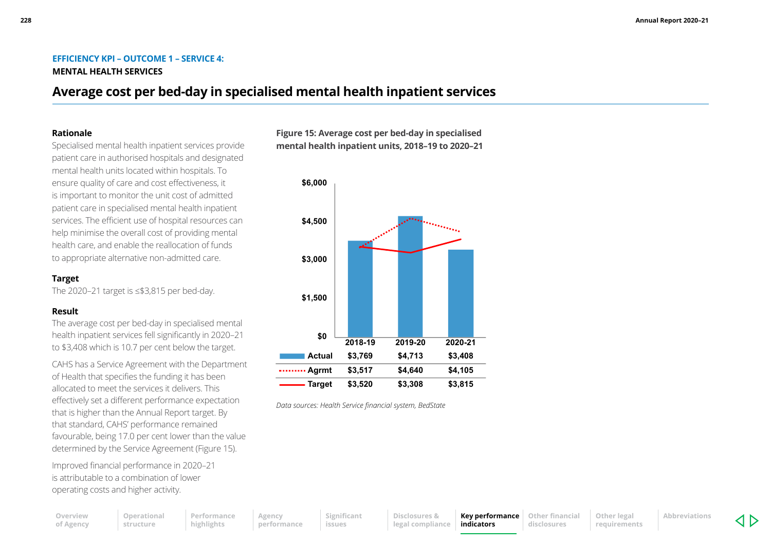**EFFICIENCY KPI – OUTCOME 1 – SERVICE 4:**
**MENTAL HEALTH SERVICES**

## Average cost per bed-day in specialised mental health inpatient services

### Rationale

Specialised mental health inpatient services provide patient care in authorised hospitals and designated mental health units located within hospitals. To ensure quality of care and cost effectiveness, it is important to monitor the unit cost of admitted patient care in specialised mental health inpatient services. The efficient use of hospital resources can help minimise the overall cost of providing mental health care, and enable the reallocation of funds to appropriate alternative non-admitted care.

### Target

The 2020–21 target is ≤$3,815 per bed-day.

### Result

The average cost per bed-day in specialised mental health inpatient services fell significantly in 2020–21 to $3,408 which is 10.7 per cent below the target.

CAHS has a Service Agreement with the Department of Health that specifies the funding it has been allocated to meet the services it delivers. This effectively set a different performance expectation that is higher than the Annual Report target. By that standard, CAHS' performance remained favourable, being 17.0 per cent lower than the value determined by the Service Agreement (Figure 15).

Improved financial performance in 2020–21 is attributable to a combination of lower operating costs and higher activity.

**Figure 15: Average cost per bed-day in specialised mental health inpatient units, 2018–19 to 2020–21**

| | 2018-19 | 2019-20 | 2020-21 |
|---|---|---|---|
| Actual | $3,769 | $4,713 | $3,408 |
| Agrmt | $3,517 | $4,640 | $4,105 |
| Target | $3,520 | $3,308 | $3,815 |

*Data sources: Health Service financial system, BedState*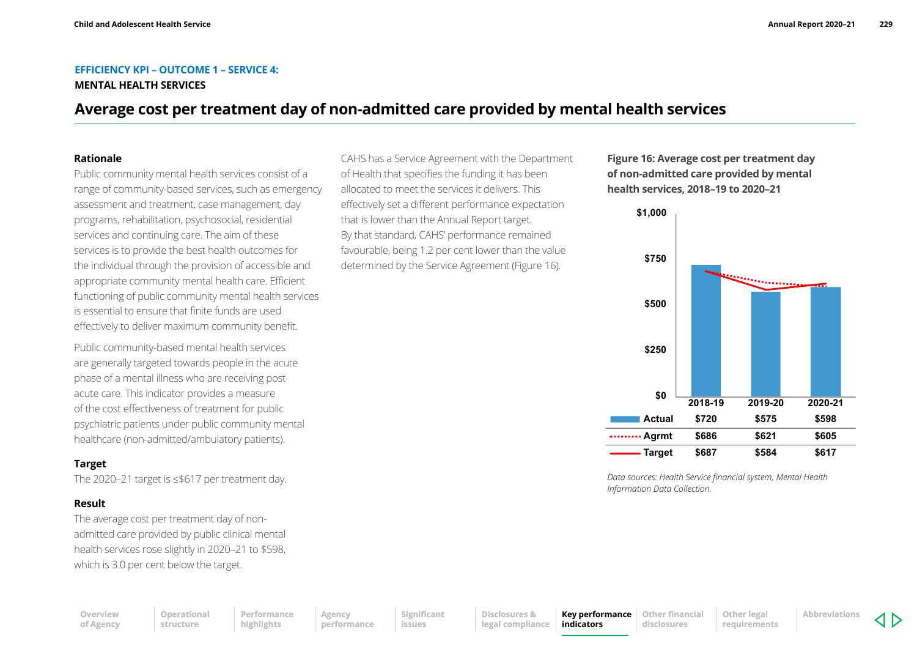**EFFICIENCY KPI – OUTCOME 1 – SERVICE 4:**
**MENTAL HEALTH SERVICES**

# Average cost per treatment day of non-admitted care provided by mental health services

## Rationale

Public community mental health services consist of a range of community-based services, such as emergency assessment and treatment, case management, day programs, rehabilitation, psychosocial, residential services and continuing care. The aim of these services is to provide the best health outcomes for the individual through the provision of accessible and appropriate community mental health care. Efficient functioning of public community mental health services is essential to ensure that finite funds are used effectively to deliver maximum community benefit.

Public community-based mental health services are generally targeted towards people in the acute phase of a mental illness who are receiving post-acute care. This indicator provides a measure of the cost effectiveness of treatment for public psychiatric patients under public community mental healthcare (non-admitted/ambulatory patients).

## Target

The 2020–21 target is ≤$617 per treatment day.

## Result

The average cost per treatment day of non-admitted care provided by public clinical mental health services rose slightly in 2020–21 to $598, which is 3.0 per cent below the target.

CAHS has a Service Agreement with the Department of Health that specifies the funding it has been allocated to meet the services it delivers. This effectively set a different performance expectation that is lower than the Annual Report target. By that standard, CAHS' performance remained favourable, being 1.2 per cent lower than the value determined by the Service Agreement (Figure 16).

**Figure 16: Average cost per treatment day of non-admitted care provided by mental health services, 2018–19 to 2020–21**

| | 2018-19 | 2019-20 | 2020-21 |
|---|---|---|---|
| Actual | $720 | $575 | $598 |
| Agrmt | $686 | $621 | $605 |
| Target | $687 | $584 | $617 |

*Data sources: Health Service financial system, Mental Health Information Data Collection.*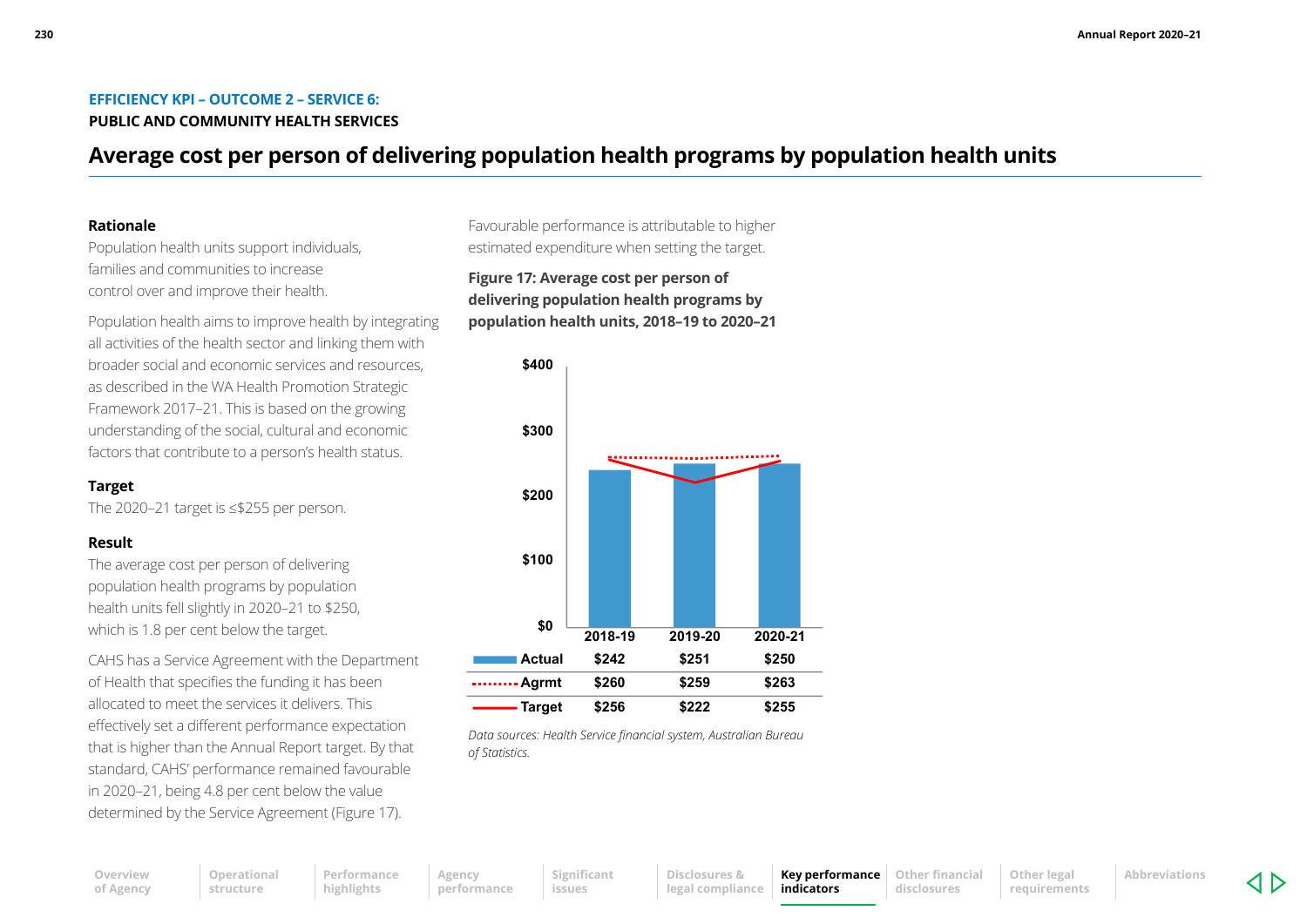**EFFICIENCY KPI – OUTCOME 2 – SERVICE 6:**
**PUBLIC AND COMMUNITY HEALTH SERVICES**

# Average cost per person of delivering population health programs by population health units

### Rationale

Population health units support individuals, families and communities to increase control over and improve their health.

Population health aims to improve health by integrating all activities of the health sector and linking them with broader social and economic services and resources, as described in the WA Health Promotion Strategic Framework 2017–21. This is based on the growing understanding of the social, cultural and economic factors that contribute to a person's health status.

### Target

The 2020–21 target is ≤$255 per person.

### Result

The average cost per person of delivering population health programs by population health units fell slightly in 2020–21 to $250, which is 1.8 per cent below the target.

CAHS has a Service Agreement with the Department of Health that specifies the funding it has been allocated to meet the services it delivers. This effectively set a different performance expectation that is higher than the Annual Report target. By that standard, CAHS' performance remained favourable in 2020–21, being 4.8 per cent below the value determined by the Service Agreement (Figure 17).

Favourable performance is attributable to higher estimated expenditure when setting the target.

**Figure 17: Average cost per person of delivering population health programs by population health units, 2018–19 to 2020–21**

| | 2018-19 | 2019-20 | 2020-21 |
|---|---|---|---|
| Actual | $242 | $251 | $250 |
| Agrmt | $260 | $259 | $263 |
| Target | $256 | $222 | $255 |

*Data sources: Health Service financial system, Australian Bureau of Statistics.*